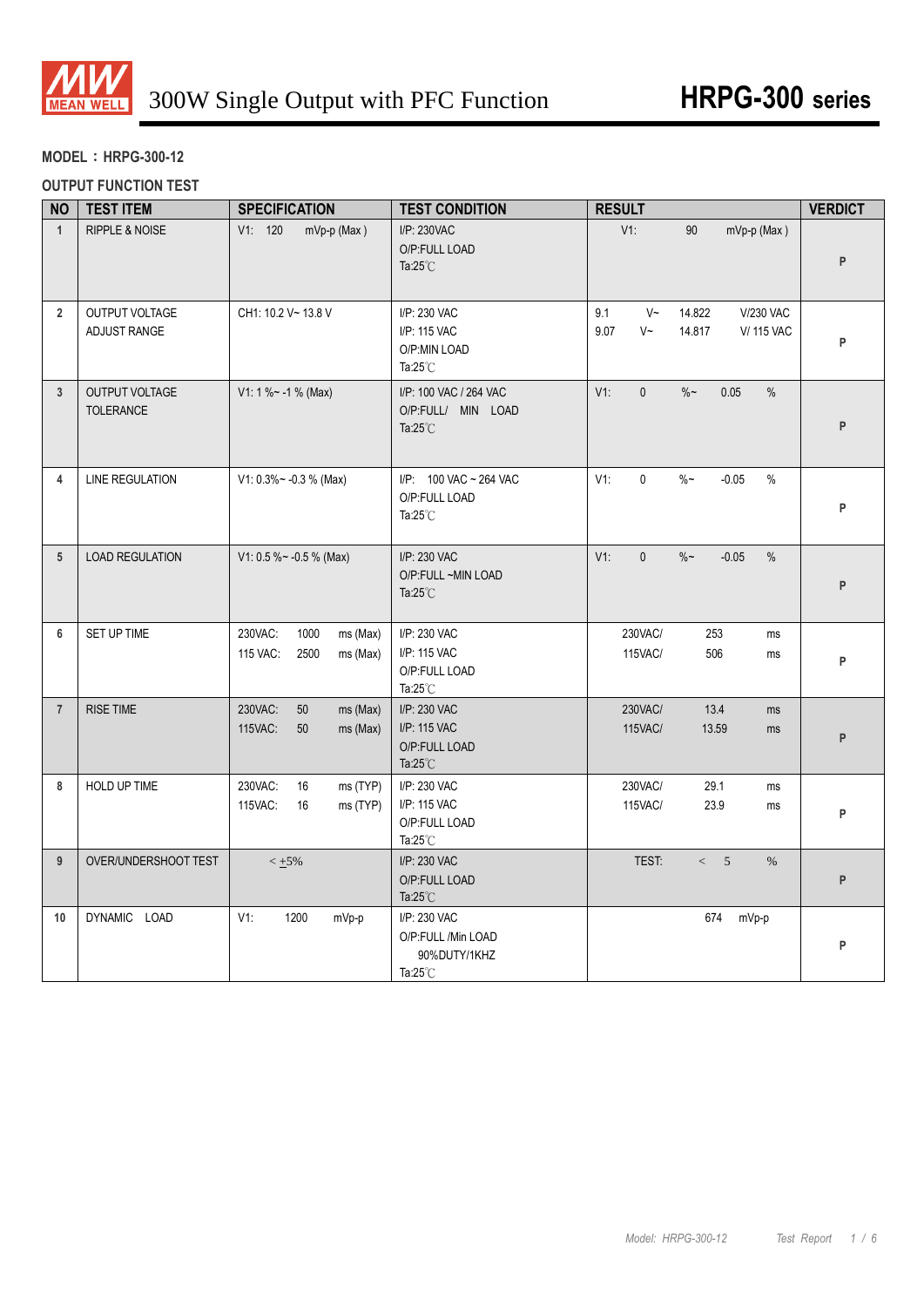# 300W Single Output with PFC Function — HRPG-300 series

**MODEL：HRPG-300-12**

**OUTPUT FUNCTION TEST**

| NO | TEST ITEM | SPECIFICATION | TEST CONDITION | RESULT | VERDICT |
|---|---|---|---|---|---|
| 1 | RIPPLE & NOISE | V1: 120 mVp-p (Max ) | I/P: 230VAC<br>O/P:FULL LOAD<br>Ta:25℃ | V1: 90 mVp-p (Max ) | P |
| 2 | OUTPUT VOLTAGE ADJUST RANGE | CH1: 10.2 V~ 13.8 V | I/P: 230 VAC<br>I/P: 115 VAC<br>O/P:MIN LOAD<br>Ta:25℃ | 9.1 V~ 14.822 V/230 VAC<br>9.07 V~ 14.817 V/ 115 VAC | P |
| 3 | OUTPUT VOLTAGE TOLERANCE | V1: 1 %~ -1 % (Max) | I/P: 100 VAC / 264 VAC<br>O/P:FULL/ MIN LOAD<br>Ta:25℃ | V1: 0 %~ 0.05 % | P |
| 4 | LINE REGULATION | V1: 0.3%~ -0.3 % (Max) | I/P: 100 VAC ~ 264 VAC<br>O/P:FULL LOAD<br>Ta:25℃ | V1: 0 %~ -0.05 % | P |
| 5 | LOAD REGULATION | V1: 0.5 %~ -0.5 % (Max) | I/P: 230 VAC<br>O/P:FULL ~MIN LOAD<br>Ta:25℃ | V1: 0 %~ -0.05 % | P |
| 6 | SET UP TIME | 230VAC: 1000 ms (Max)<br>115 VAC: 2500 ms (Max) | I/P: 230 VAC<br>I/P: 115 VAC<br>O/P:FULL LOAD<br>Ta:25℃ | 230VAC/ 253 ms<br>115VAC/ 506 ms | P |
| 7 | RISE TIME | 230VAC: 50 ms (Max)<br>115VAC: 50 ms (Max) | I/P: 230 VAC<br>I/P: 115 VAC<br>O/P:FULL LOAD<br>Ta:25℃ | 230VAC/ 13.4 ms<br>115VAC/ 13.59 ms | P |
| 8 | HOLD UP TIME | 230VAC: 16 ms (TYP)<br>115VAC: 16 ms (TYP) | I/P: 230 VAC<br>I/P: 115 VAC<br>O/P:FULL LOAD<br>Ta:25℃ | 230VAC/ 29.1 ms<br>115VAC/ 23.9 ms | P |
| 9 | OVER/UNDERSHOOT TEST | < ±5% | I/P: 230 VAC<br>O/P:FULL LOAD<br>Ta:25℃ | TEST: < 5 % | P |
| 10 | DYNAMIC LOAD | V1: 1200 mVp-p | I/P: 230 VAC<br>O/P:FULL /Min LOAD<br>90%DUTY/1KHZ<br>Ta:25℃ | 674 mVp-p | P |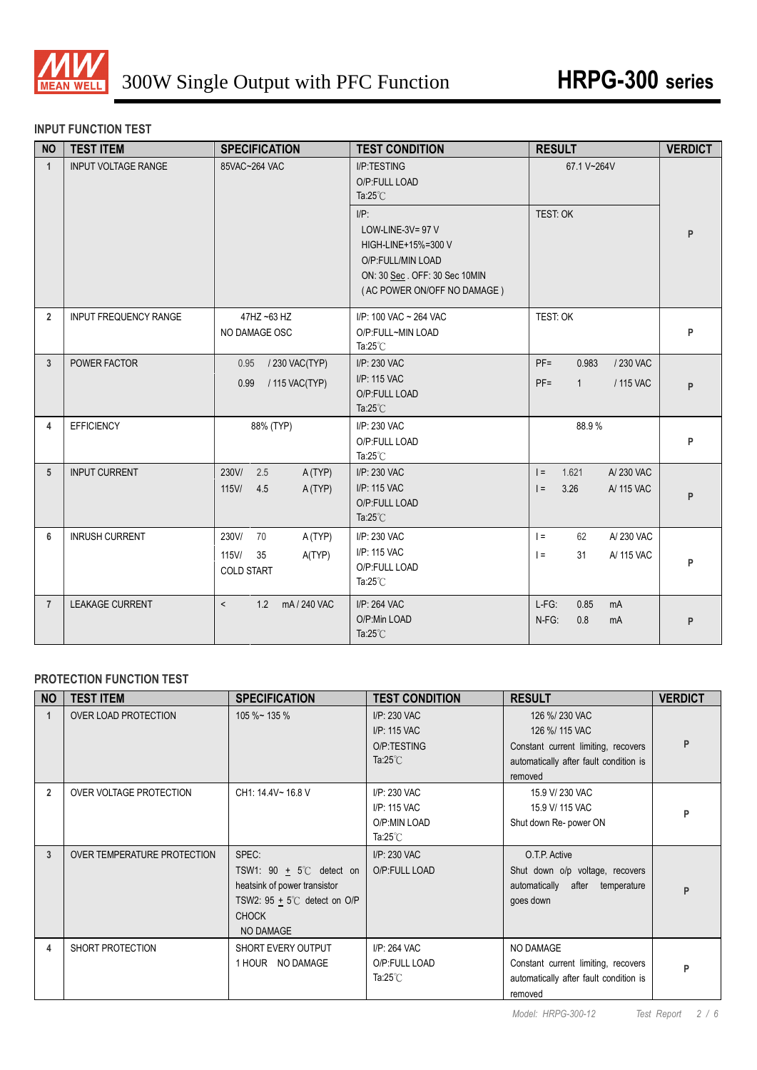# 300W Single Output with PFC Function **HRPG-300 series**

## INPUT FUNCTION TEST

| NO | TEST ITEM | SPECIFICATION | TEST CONDITION | RESULT | VERDICT |
|---|---|---|---|---|---|
| 1 | INPUT VOLTAGE RANGE | 85VAC~264 VAC | I/P:TESTING<br>O/P:FULL LOAD<br>Ta:25℃ | 67.1 V~264V | P |
| | | | I/P:<br>LOW-LINE-3V= 97 V<br>HIGH-LINE+15%=300 V<br>O/P:FULL/MIN LOAD<br>ON: 30 Sec . OFF: 30 Sec 10MIN<br>( AC POWER ON/OFF NO DAMAGE ) | TEST: OK | |
| 2 | INPUT FREQUENCY RANGE | 47HZ ~63 HZ<br>NO DAMAGE OSC | I/P: 100 VAC ~ 264 VAC<br>O/P:FULL~MIN LOAD<br>Ta:25℃ | TEST: OK | P |
| 3 | POWER FACTOR | 0.95 / 230 VAC(TYP)<br>0.99 / 115 VAC(TYP) | I/P: 230 VAC<br>I/P: 115 VAC<br>O/P:FULL LOAD<br>Ta:25℃ | PF= 0.983 / 230 VAC<br>PF= 1 / 115 VAC | P |
| 4 | EFFICIENCY | 88% (TYP) | I/P: 230 VAC<br>O/P:FULL LOAD<br>Ta:25℃ | 88.9 % | P |
| 5 | INPUT CURRENT | 230V/ 2.5 A (TYP)<br>115V/ 4.5 A (TYP) | I/P: 230 VAC<br>I/P: 115 VAC<br>O/P:FULL LOAD<br>Ta:25℃ | I = 1.621 A/ 230 VAC<br>I = 3.26 A/ 115 VAC | P |
| 6 | INRUSH CURRENT | 230V/ 70 A (TYP)<br>115V/ 35 A(TYP)<br>COLD START | I/P: 230 VAC<br>I/P: 115 VAC<br>O/P:FULL LOAD<br>Ta:25℃ | I = 62 A/ 230 VAC<br>I = 31 A/ 115 VAC | P |
| 7 | LEAKAGE CURRENT | < 1.2 mA / 240 VAC | I/P: 264 VAC<br>O/P:Min LOAD<br>Ta:25℃ | L-FG: 0.85 mA<br>N-FG: 0.8 mA | P |

## PROTECTION FUNCTION TEST

| NO | TEST ITEM | SPECIFICATION | TEST CONDITION | RESULT | VERDICT |
|---|---|---|---|---|---|
| 1 | OVER LOAD PROTECTION | 105 %~ 135 % | I/P: 230 VAC<br>I/P: 115 VAC<br>O/P:TESTING<br>Ta:25℃ | 126 %/ 230 VAC<br>126 %/ 115 VAC<br>Constant current limiting, recovers automatically after fault condition is removed | P |
| 2 | OVER VOLTAGE PROTECTION | CH1: 14.4V~ 16.8 V | I/P: 230 VAC<br>I/P: 115 VAC<br>O/P:MIN LOAD<br>Ta:25℃ | 15.9 V/ 230 VAC<br>15.9 V/ 115 VAC<br>Shut down Re- power ON | P |
| 3 | OVER TEMPERATURE PROTECTION | SPEC:<br>TSW1: 90 ± 5℃ detect on heatsink of power transistor<br>TSW2: 95 ± 5℃ detect on O/P CHOCK<br>NO DAMAGE | I/P: 230 VAC<br>O/P:FULL LOAD | O.T.P. Active<br>Shut down o/p voltage, recovers automatically after temperature goes down | P |
| 4 | SHORT PROTECTION | SHORT EVERY OUTPUT<br>1 HOUR NO DAMAGE | I/P: 264 VAC<br>O/P:FULL LOAD<br>Ta:25℃ | NO DAMAGE<br>Constant current limiting, recovers automatically after fault condition is removed | P |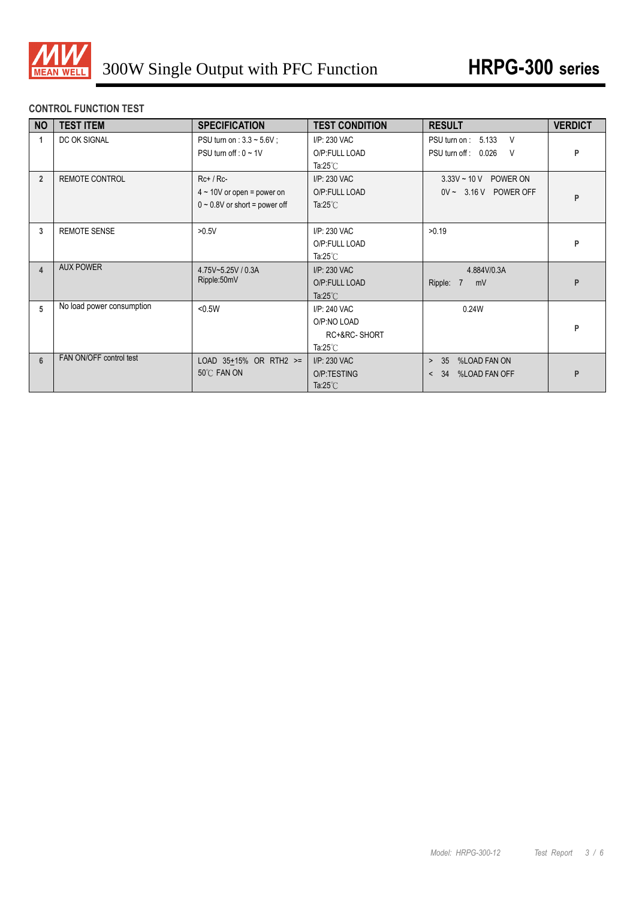## CONTROL FUNCTION TEST

| NO | TEST ITEM | SPECIFICATION | TEST CONDITION | RESULT | VERDICT |
|---|---|---|---|---|---|
| 1 | DC OK SIGNAL | PSU turn on : 3.3 ~ 5.6V ;<br>PSU turn off : 0 ~ 1V | I/P: 230 VAC<br>O/P:FULL LOAD<br>Ta:25℃ | PSU turn on : 5.133 V<br>PSU turn off : 0.026 V | P |
| 2 | REMOTE CONTROL | Rc+ / Rc-<br>4 ~ 10V or open = power on<br>0 ~ 0.8V or short = power off | I/P: 230 VAC<br>O/P:FULL LOAD<br>Ta:25℃ | 3.33V ~ 10 V POWER ON<br>0V ~ 3.16 V POWER OFF | P |
| 3 | REMOTE SENSE | >0.5V | I/P: 230 VAC<br>O/P:FULL LOAD<br>Ta:25℃ | >0.19 | P |
| 4 | AUX POWER | 4.75V~5.25V / 0.3A<br>Ripple:50mV | I/P: 230 VAC<br>O/P:FULL LOAD<br>Ta:25℃ | 4.884V/0.3A<br>Ripple: 7 mV | P |
| 5 | No load power consumption | <0.5W | I/P: 240 VAC<br>O/P:NO LOAD<br>RC+&RC- SHORT<br>Ta:25℃ | 0.24W | P |
| 6 | FAN ON/OFF control test | LOAD 35±15% OR RTH2 >= 50℃ FAN ON | I/P: 230 VAC<br>O/P:TESTING<br>Ta:25℃ | > 35 %LOAD FAN ON<br>< 34 %LOAD FAN OFF | P |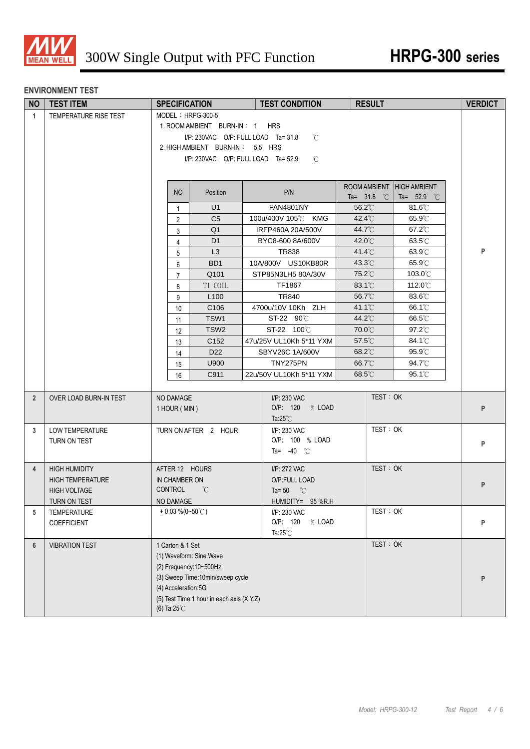## ENVIRONMENT TEST

| NO | TEST ITEM | SPECIFICATION | TEST CONDITION | RESULT | VERDICT |
|---|---|---|---|---|---|
| 1 | TEMPERATURE RISE TEST | MODEL：HRPG-300-5<br>1. ROOM AMBIENT BURN-IN： 1 HRS<br>I/P: 230VAC O/P: FULL LOAD Ta= 31.8 ℃<br>2. HIGH AMBIENT BURN-IN： 5.5 HRS<br>I/P: 230VAC O/P: FULL LOAD Ta= 52.9 ℃ | | | P |

| NO | Position | P/N | ROOM AMBIENT Ta= 31.8 ℃ | HIGH AMBIENT Ta= 52.9 ℃ |
|---|---|---|---|---|
| 1 | U1 | FAN4801NY | 56.2℃ | 81.6℃ |
| 2 | C5 | 100u/400V 105℃ KMG | 42.4℃ | 65.9℃ |
| 3 | Q1 | IRFP460A 20A/500V | 44.7℃ | 67.2℃ |
| 4 | D1 | BYC8-600 8A/600V | 42.0℃ | 63.5℃ |
| 5 | L3 | TR838 | 41.4℃ | 63.9℃ |
| 6 | BD1 | 10A/800V US10KB80R | 43.3℃ | 65.9℃ |
| 7 | Q101 | STP85N3LH5 80A/30V | 75.2℃ | 103.0℃ |
| 8 | T1 COIL | TF1867 | 83.1℃ | 112.0℃ |
| 9 | L100 | TR840 | 56.7℃ | 83.6℃ |
| 10 | C106 | 4700u/10V 10Kh ZLH | 41.1℃ | 66.1℃ |
| 11 | TSW1 | ST-22 90℃ | 44.2℃ | 66.5℃ |
| 12 | TSW2 | ST-22 100℃ | 70.0℃ | 97.2℃ |
| 13 | C152 | 47u/25V UL10Kh 5*11 YXM | 57.5℃ | 84.1℃ |
| 14 | D22 | SBYV26C 1A/600V | 68.2℃ | 95.9℃ |
| 15 | U900 | TNY275PN | 66.7℃ | 94.7℃ |
| 16 | C911 | 22u/50V UL10Kh 5*11 YXM | 68.5℃ | 95.1℃ |

| NO | TEST ITEM | SPECIFICATION | TEST CONDITION | RESULT | VERDICT |
|---|---|---|---|---|---|
| 2 | OVER LOAD BURN-IN TEST | NO DAMAGE<br>1 HOUR ( MIN ) | I/P: 230 VAC<br>O/P: 120 % LOAD<br>Ta:25℃ | TEST：OK | P |
| 3 | LOW TEMPERATURE TURN ON TEST | TURN ON AFTER 2 HOUR | I/P: 230 VAC<br>O/P: 100 % LOAD<br>Ta= -40 ℃ | TEST：OK | P |
| 4 | HIGH HUMIDITY HIGH TEMPERATURE HIGH VOLTAGE TURN ON TEST | AFTER 12 HOURS IN CHAMBER ON CONTROL ℃<br>NO DAMAGE | I/P: 272 VAC<br>O/P:FULL LOAD<br>Ta= 50 ℃<br>HUMIDITY= 95 %R.H | TEST：OK | P |
| 5 | TEMPERATURE COEFFICIENT | ± 0.03 %(0~50℃) | I/P: 230 VAC<br>O/P: 120 % LOAD<br>Ta:25℃ | TEST：OK | P |
| 6 | VIBRATION TEST | 1 Carton & 1 Set<br>(1) Waveform: Sine Wave<br>(2) Frequency:10~500Hz<br>(3) Sweep Time:10min/sweep cycle<br>(4) Acceleration:5G<br>(5) Test Time:1 hour in each axis (X.Y.Z)<br>(6) Ta:25℃ | | TEST：OK | P |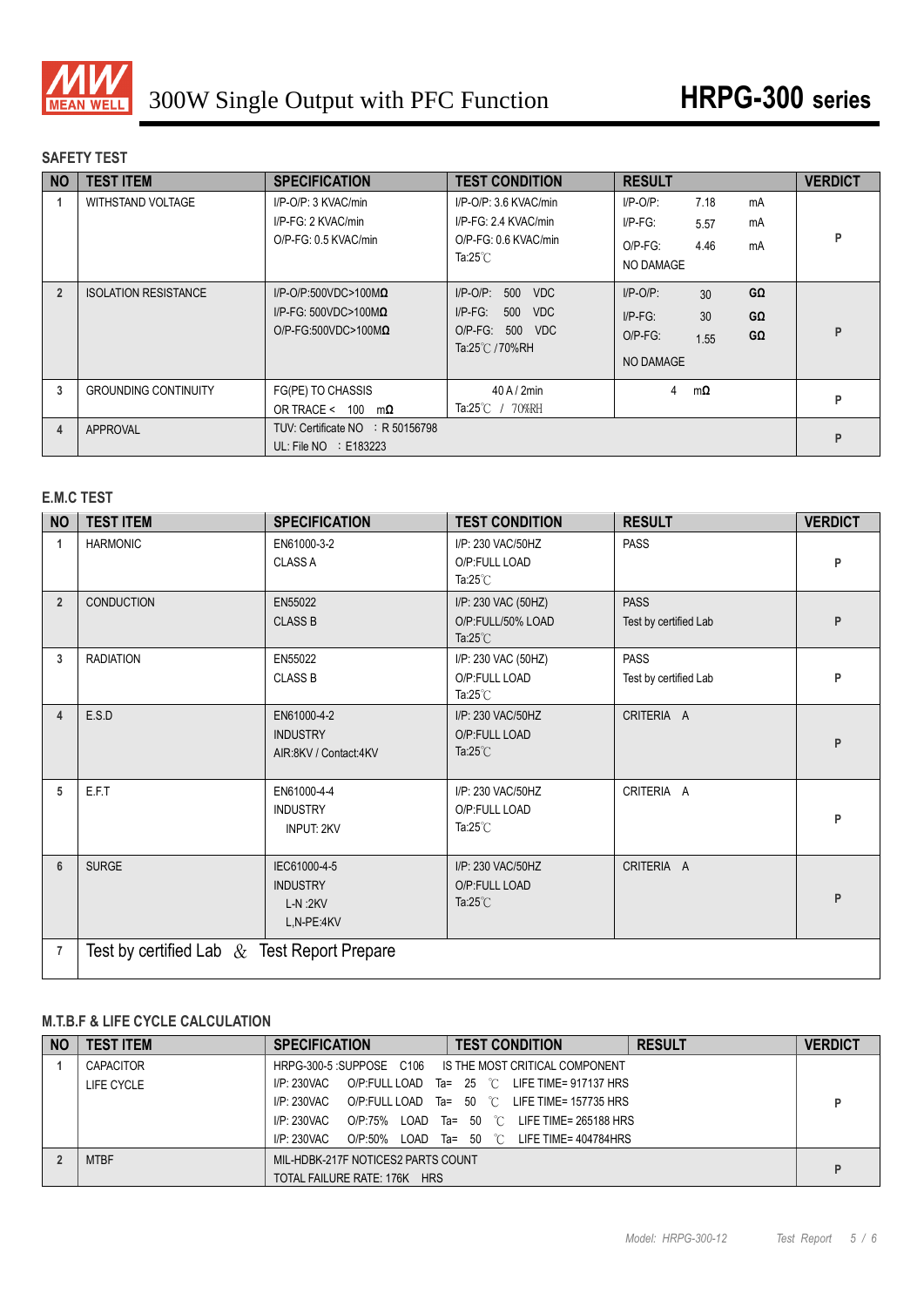# 300W Single Output with PFC Function — HRPG-300 series

## SAFETY TEST

| NO | TEST ITEM | SPECIFICATION | TEST CONDITION | RESULT | VERDICT |
|---|---|---|---|---|---|
| 1 | WITHSTAND VOLTAGE | I/P-O/P: 3 KVAC/min<br>I/P-FG: 2 KVAC/min<br>O/P-FG: 0.5 KVAC/min | I/P-O/P: 3.6 KVAC/min<br>I/P-FG: 2.4 KVAC/min<br>O/P-FG: 0.6 KVAC/min<br>Ta:25℃ | I/P-O/P: 7.18 mA<br>I/P-FG: 5.57 mA<br>O/P-FG: 4.46 mA<br>NO DAMAGE | P |
| 2 | ISOLATION RESISTANCE | I/P-O/P:500VDC>100MΩ<br>I/P-FG: 500VDC>100MΩ<br>O/P-FG:500VDC>100MΩ | I/P-O/P: 500 VDC<br>I/P-FG: 500 VDC<br>O/P-FG: 500 VDC<br>Ta:25℃ /70%RH | I/P-O/P: 30 GΩ<br>I/P-FG: 30 GΩ<br>O/P-FG: 1.55 GΩ<br>NO DAMAGE | P |
| 3 | GROUNDING CONTINUITY | FG(PE) TO CHASSIS<br>OR TRACE < 100 mΩ | 40 A / 2min<br>Ta:25℃ / 70%RH | 4 mΩ | P |
| 4 | APPROVAL | TUV: Certificate NO : R 50156798<br>UL: File NO : E183223 | | | P |

## E.M.C TEST

| NO | TEST ITEM | SPECIFICATION | TEST CONDITION | RESULT | VERDICT |
|---|---|---|---|---|---|
| 1 | HARMONIC | EN61000-3-2<br>CLASS A | I/P: 230 VAC/50HZ<br>O/P:FULL LOAD<br>Ta:25℃ | PASS | P |
| 2 | CONDUCTION | EN55022<br>CLASS B | I/P: 230 VAC (50HZ)<br>O/P:FULL/50% LOAD<br>Ta:25℃ | PASS<br>Test by certified Lab | P |
| 3 | RADIATION | EN55022<br>CLASS B | I/P: 230 VAC (50HZ)<br>O/P:FULL LOAD<br>Ta:25℃ | PASS<br>Test by certified Lab | P |
| 4 | E.S.D | EN61000-4-2<br>INDUSTRY<br>AIR:8KV / Contact:4KV | I/P: 230 VAC/50HZ<br>O/P:FULL LOAD<br>Ta:25℃ | CRITERIA A | P |
| 5 | E.F.T | EN61000-4-4<br>INDUSTRY<br>INPUT: 2KV | I/P: 230 VAC/50HZ<br>O/P:FULL LOAD<br>Ta:25℃ | CRITERIA A | P |
| 6 | SURGE | IEC61000-4-5<br>INDUSTRY<br>L-N :2KV<br>L,N-PE:4KV | I/P: 230 VAC/50HZ<br>O/P:FULL LOAD<br>Ta:25℃ | CRITERIA A | P |
| 7 | Test by certified Lab & Test Report Prepare | | | | |

## M.T.B.F & LIFE CYCLE CALCULATION

| NO | TEST ITEM | SPECIFICATION | TEST CONDITION | RESULT | VERDICT |
|---|---|---|---|---|---|
| 1 | CAPACITOR LIFE CYCLE | HRPG-300-5 :SUPPOSE C106 IS THE MOST CRITICAL COMPONENT<br>I/P: 230VAC O/P:FULL LOAD Ta= 25 ℃ LIFE TIME= 917137 HRS<br>I/P: 230VAC O/P:FULL LOAD Ta= 50 ℃ LIFE TIME= 157735 HRS<br>I/P: 230VAC O/P:75% LOAD Ta= 50 ℃ LIFE TIME= 265188 HRS<br>I/P: 230VAC O/P:50% LOAD Ta= 50 ℃ LIFE TIME= 404784HRS | | | P |
| 2 | MTBF | MIL-HDBK-217F NOTICES2 PARTS COUNT<br>TOTAL FAILURE RATE: 176K HRS | | | P |

Model: HRPG-300-12 Test Report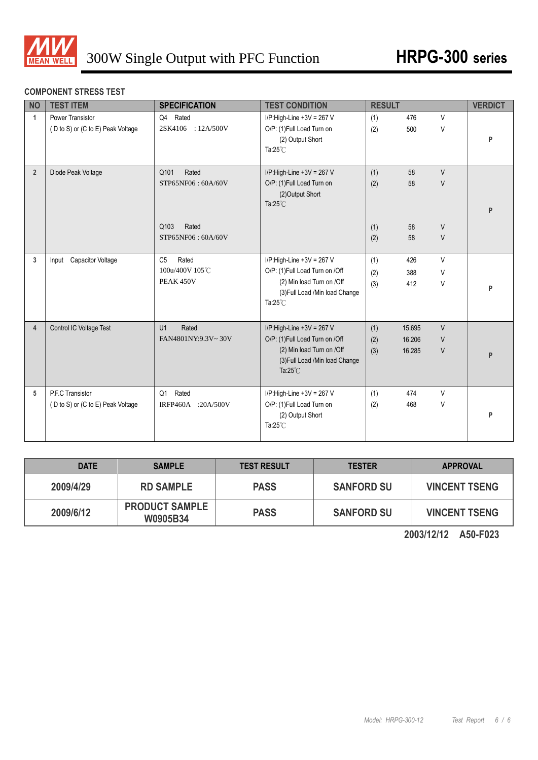# 300W Single Output with PFC Function

## HRPG-300 series

### COMPONENT STRESS TEST

| NO | TEST ITEM | SPECIFICATION | TEST CONDITION | RESULT | VERDICT |
|---|---|---|---|---|---|
| 1 | Power Transistor<br>( D to S) or (C to E) Peak Voltage | Q4 Rated<br>2SK4106 : 12A/500V | I/P:High-Line +3V = 267 V<br>O/P: (1)Full Load Turn on<br>(2) Output Short<br>Ta:25℃ | (1) 476 V<br>(2) 500 V | P |
| 2 | Diode Peak Voltage | Q101 Rated<br>STP65NF06 : 60A/60V<br><br>Q103 Rated<br>STP65NF06 : 60A/60V | I/P:High-Line +3V = 267 V<br>O/P: (1)Full Load Turn on<br>(2)Output Short<br>Ta:25℃ | (1) 58 V<br>(2) 58 V<br><br>(1) 58 V<br>(2) 58 V | P |
| 3 | Input Capacitor Voltage | C5 Rated<br>100u/400V 105℃<br>PEAK 450V | I/P:High-Line +3V = 267 V<br>O/P: (1)Full Load Turn on /Off<br>(2) Min load Turn on /Off<br>(3)Full Load /Min load Change<br>Ta:25℃ | (1) 426 V<br>(2) 388 V<br>(3) 412 V | P |
| 4 | Control IC Voltage Test | U1 Rated<br>FAN4801NY:9.3V~ 30V | I/P:High-Line +3V = 267 V<br>O/P: (1)Full Load Turn on /Off<br>(2) Min load Turn on /Off<br>(3)Full Load /Min load Change<br>Ta:25℃ | (1) 15.695 V<br>(2) 16.206 V<br>(3) 16.285 V | P |
| 5 | P.F.C Transistor<br>( D to S) or (C to E) Peak Voltage | Q1 Rated<br>IRFP460A :20A/500V | I/P:High-Line +3V = 267 V<br>O/P: (1)Full Load Turn on<br>(2) Output Short<br>Ta:25℃ | (1) 474 V<br>(2) 468 V | P |

| DATE | SAMPLE | TEST RESULT | TESTER | APPROVAL |
|---|---|---|---|---|
| 2009/4/29 | RD SAMPLE | PASS | SANFORD SU | VINCENT TSENG |
| 2009/6/12 | PRODUCT SAMPLE W0905B34 | PASS | SANFORD SU | VINCENT TSENG |

2003/12/12 A50-F023